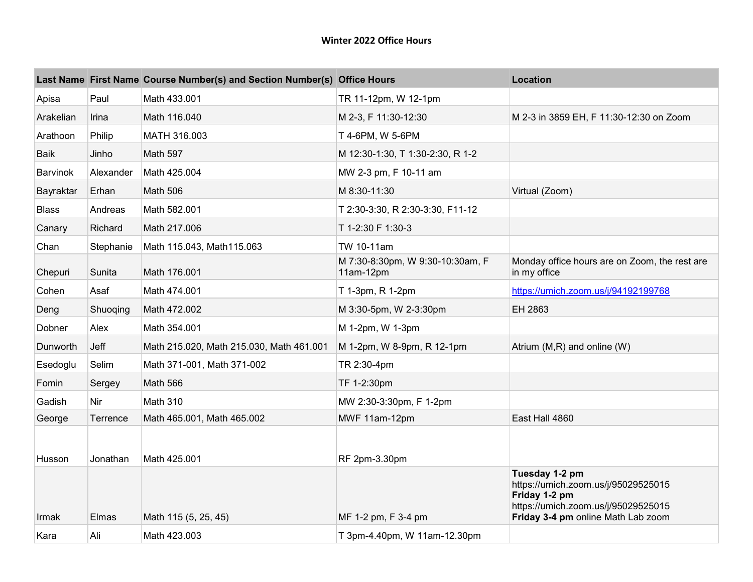# Winter 2022 Office Hours

| Last Name | First Name | Course Number(s) and Section Number(s) | Office Hours | Location |
|---|---|---|---|---|
| Apisa | Paul | Math 433.001 | TR 11-12pm, W 12-1pm | |
| Arakelian | Irina | Math 116.040 | M 2-3, F 11:30-12:30 | M 2-3 in 3859 EH, F 11:30-12:30 on Zoom |
| Arathoon | Philip | MATH 316.003 | T 4-6PM, W 5-6PM | |
| Baik | Jinho | Math 597 | M 12:30-1:30, T 1:30-2:30, R 1-2 | |
| Barvinok | Alexander | Math 425.004 | MW 2-3 pm, F 10-11 am | |
| Bayraktar | Erhan | Math 506 | M 8:30-11:30 | Virtual (Zoom) |
| Blass | Andreas | Math 582.001 | T 2:30-3:30, R 2:30-3:30, F11-12 | |
| Canary | Richard | Math 217.006 | T 1-2:30 F 1:30-3 | |
| Chan | Stephanie | Math 115.043, Math115.063 | TW 10-11am | |
| Chepuri | Sunita | Math 176.001 | M 7:30-8:30pm, W 9:30-10:30am, F 11am-12pm | Monday office hours are on Zoom, the rest are in my office |
| Cohen | Asaf | Math 474.001 | T 1-3pm, R 1-2pm | https://umich.zoom.us/j/94192199768 |
| Deng | Shuoqing | Math 472.002 | M 3:30-5pm, W 2-3:30pm | EH 2863 |
| Dobner | Alex | Math 354.001 | M 1-2pm, W 1-3pm | |
| Dunworth | Jeff | Math 215.020, Math 215.030, Math 461.001 | M 1-2pm, W 8-9pm, R 12-1pm | Atrium (M,R) and online (W) |
| Esedoglu | Selim | Math 371-001, Math 371-002 | TR 2:30-4pm | |
| Fomin | Sergey | Math 566 | TF 1-2:30pm | |
| Gadish | Nir | Math 310 | MW 2:30-3:30pm, F 1-2pm | |
| George | Terrence | Math 465.001, Math 465.002 | MWF 11am-12pm | East Hall 4860 |
| Husson | Jonathan | Math 425.001 | RF 2pm-3.30pm | |
| Irmak | Elmas | Math 115 (5, 25, 45) | MF 1-2 pm, F 3-4 pm | **Tuesday 1-2 pm** https://umich.zoom.us/j/95029525015 **Friday 1-2 pm** https://umich.zoom.us/j/95029525015 **Friday 3-4 pm** online Math Lab zoom |
| Kara | Ali | Math 423.003 | T 3pm-4.40pm, W 11am-12.30pm | |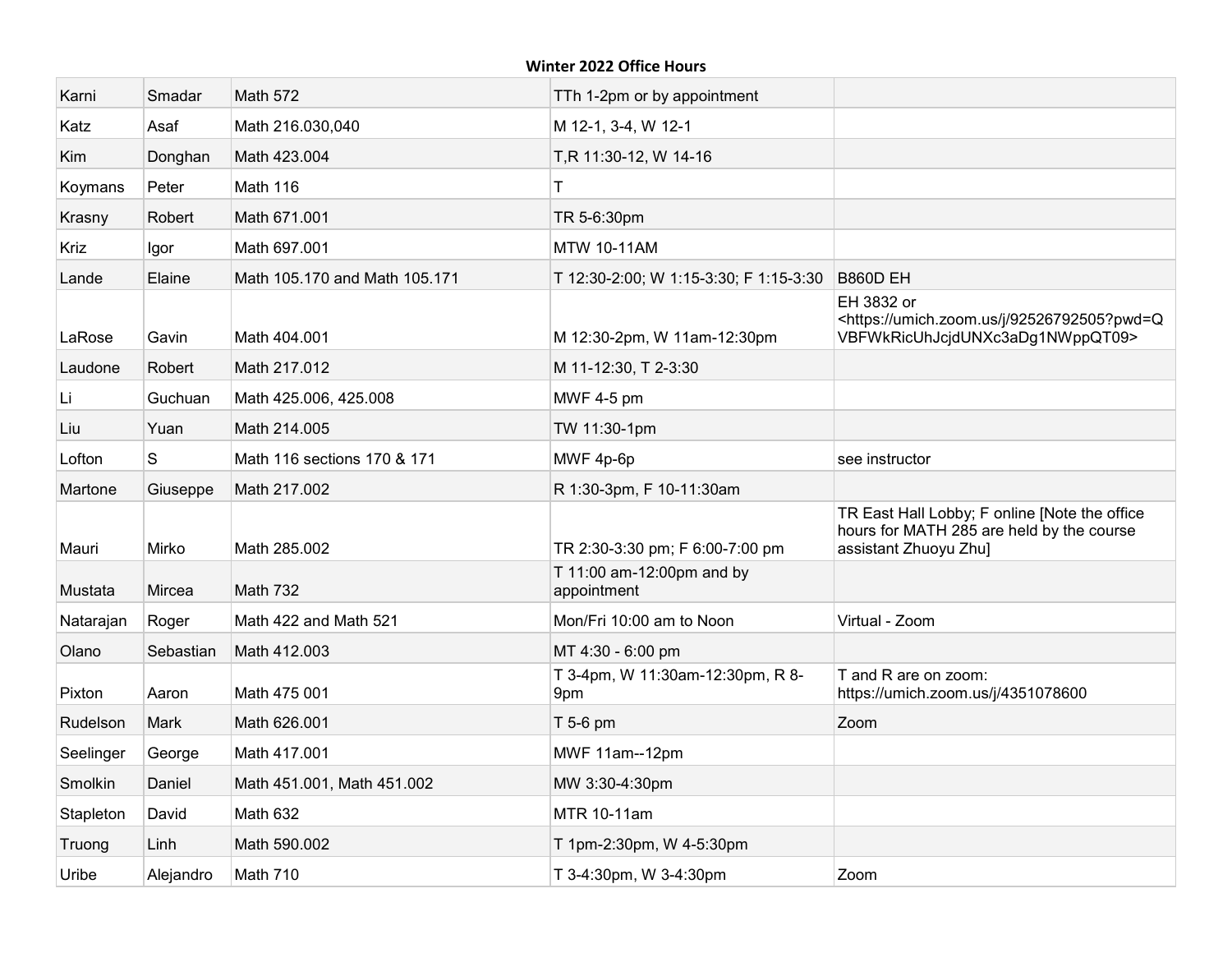**Winter 2022 Office Hours**

| | | | | |
|---|---|---|---|---|
| Karni | Smadar | Math 572 | TTh 1-2pm or by appointment | |
| Katz | Asaf | Math 216.030,040 | M 12-1, 3-4, W 12-1 | |
| Kim | Donghan | Math 423.004 | T,R 11:30-12, W 14-16 | |
| Koymans | Peter | Math 116 | T | |
| Krasny | Robert | Math 671.001 | TR 5-6:30pm | |
| Kriz | Igor | Math 697.001 | MTW 10-11AM | |
| Lande | Elaine | Math 105.170 and Math 105.171 | T 12:30-2:00; W 1:15-3:30; F 1:15-3:30 | B860D EH |
| LaRose | Gavin | Math 404.001 | M 12:30-2pm, W 11am-12:30pm | EH 3832 or <https://umich.zoom.us/j/92526792505?pwd=QVBFWkRicUhJcjdUNXc3aDg1NWppQT09> |
| Laudone | Robert | Math 217.012 | M 11-12:30, T 2-3:30 | |
| Li | Guchuan | Math 425.006, 425.008 | MWF 4-5 pm | |
| Liu | Yuan | Math 214.005 | TW 11:30-1pm | |
| Lofton | S | Math 116 sections 170 & 171 | MWF 4p-6p | see instructor |
| Martone | Giuseppe | Math 217.002 | R 1:30-3pm, F 10-11:30am | |
| Mauri | Mirko | Math 285.002 | TR 2:30-3:30 pm; F 6:00-7:00 pm | TR East Hall Lobby; F online [Note the office hours for MATH 285 are held by the course assistant Zhuoyu Zhu] |
| Mustata | Mircea | Math 732 | T 11:00 am-12:00pm and by appointment | |
| Natarajan | Roger | Math 422 and Math 521 | Mon/Fri 10:00 am to Noon | Virtual - Zoom |
| Olano | Sebastian | Math 412.003 | MT 4:30 - 6:00 pm | |
| Pixton | Aaron | Math 475 001 | T 3-4pm, W 11:30am-12:30pm, R 8-9pm | T and R are on zoom: https://umich.zoom.us/j/4351078600 |
| Rudelson | Mark | Math 626.001 | T 5-6 pm | Zoom |
| Seelinger | George | Math 417.001 | MWF 11am--12pm | |
| Smolkin | Daniel | Math 451.001, Math 451.002 | MW 3:30-4:30pm | |
| Stapleton | David | Math 632 | MTR 10-11am | |
| Truong | Linh | Math 590.002 | T 1pm-2:30pm, W 4-5:30pm | |
| Uribe | Alejandro | Math 710 | T 3-4:30pm, W 3-4:30pm | Zoom |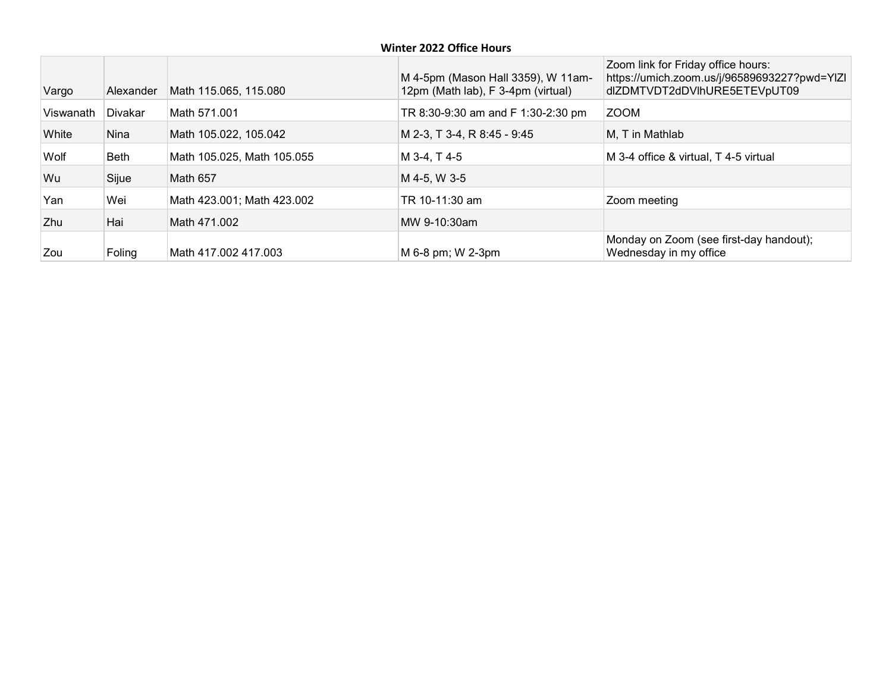**Winter 2022 Office Hours**

| | | | | |
|---|---|---|---|---|
| Vargo | Alexander | Math 115.065, 115.080 | M 4-5pm (Mason Hall 3359), W 11am-12pm (Math lab), F 3-4pm (virtual) | Zoom link for Friday office hours: https://umich.zoom.us/j/96589693227?pwd=YlZldlZDMTVDT2dDVlhURE5ETEVpUT09 |
| Viswanath | Divakar | Math 571.001 | TR 8:30-9:30 am and F 1:30-2:30 pm | ZOOM |
| White | Nina | Math 105.022, 105.042 | M 2-3, T 3-4, R 8:45 - 9:45 | M, T in Mathlab |
| Wolf | Beth | Math 105.025, Math 105.055 | M 3-4, T 4-5 | M 3-4 office & virtual, T 4-5 virtual |
| Wu | Sijue | Math 657 | M 4-5, W 3-5 | |
| Yan | Wei | Math 423.001; Math 423.002 | TR 10-11:30 am | Zoom meeting |
| Zhu | Hai | Math 471.002 | MW 9-10:30am | |
| Zou | Foling | Math 417.002 417.003 | M 6-8 pm; W 2-3pm | Monday on Zoom (see first-day handout); Wednesday in my office |